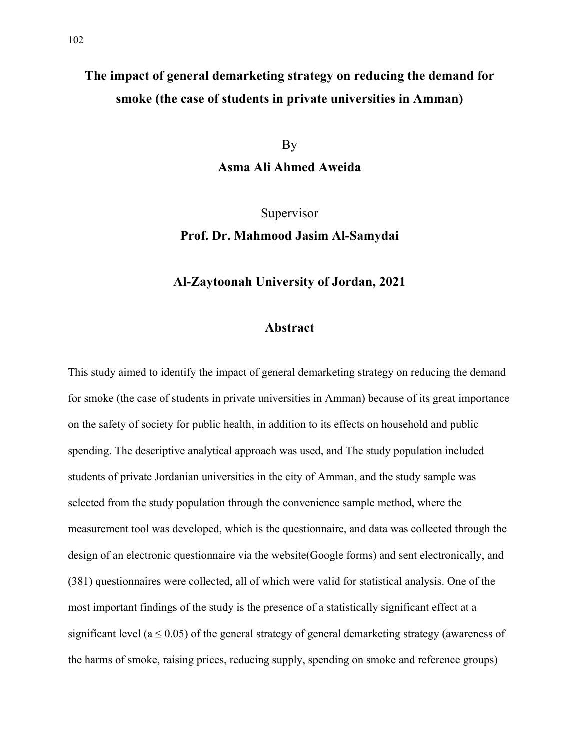# The impact of general demarketing strategy on reducing the demand for smoke (the case of students in private universities in Amman)

By

**Asma Ali Ahmed Aweida**

Supervisor

**Prof. Dr. Mahmood Jasim Al-Samydai**

**Al-Zaytoonah University of Jordan, 2021**

## Abstract

This study aimed to identify the impact of general demarketing strategy on reducing the demand for smoke (the case of students in private universities in Amman) because of its great importance on the safety of society for public health, in addition to its effects on household and public spending. The descriptive analytical approach was used, and The study population included students of private Jordanian universities in the city of Amman, and the study sample was selected from the study population through the convenience sample method, where the measurement tool was developed, which is the questionnaire, and data was collected through the design of an electronic questionnaire via the website(Google forms) and sent electronically, and (381) questionnaires were collected, all of which were valid for statistical analysis. One of the most important findings of the study is the presence of a statistically significant effect at a significant level ($a \leq 0.05$) of the general strategy of general demarketing strategy (awareness of the harms of smoke, raising prices, reducing supply, spending on smoke and reference groups)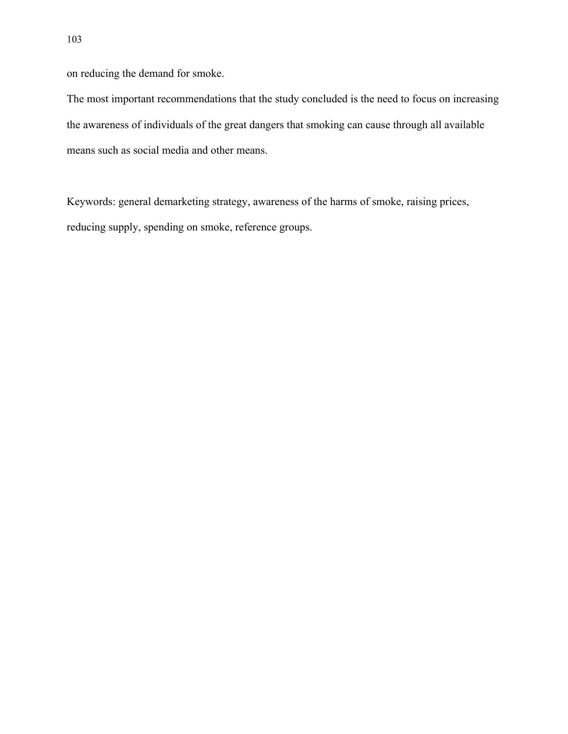on reducing the demand for smoke.

The most important recommendations that the study concluded is the need to focus on increasing the awareness of individuals of the great dangers that smoking can cause through all available means such as social media and other means.

Keywords: general demarketing strategy, awareness of the harms of smoke, raising prices, reducing supply, spending on smoke, reference groups.